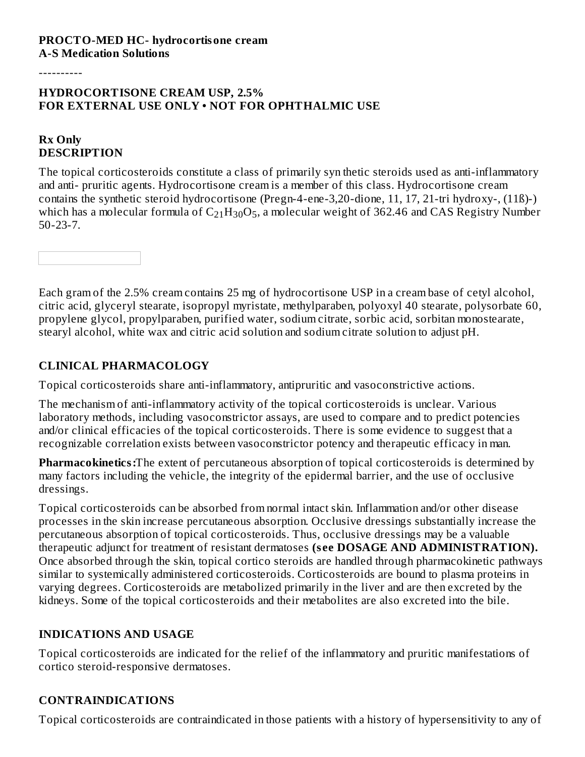**PROCTO-MED HC- hydrocortisone cream**
**A-S Medication Solutions**

----------

**HYDROCORTISONE CREAM USP, 2.5%**
**FOR EXTERNAL USE ONLY • NOT FOR OPHTHALMIC USE**

**Rx Only**

## DESCRIPTION

The topical corticosteroids constitute a class of primarily syn thetic steroids used as anti-inflammatory and anti- pruritic agents. Hydrocortisone cream is a member of this class. Hydrocortisone cream contains the synthetic steroid hydrocortisone (Pregn-4-ene-3,20-dione, 11, 17, 21-tri hydroxy-, (11ß)-) which has a molecular formula of $C_{21}H_{30}O_5$, a molecular weight of 362.46 and CAS Registry Number 50-23-7.

Each gram of the 2.5% cream contains 25 mg of hydrocortisone USP in a cream base of cetyl alcohol, citric acid, glyceryl stearate, isopropyl myristate, methylparaben, polyoxyl 40 stearate, polysorbate 60, propylene glycol, propylparaben, purified water, sodium citrate, sorbic acid, sorbitan monostearate, stearyl alcohol, white wax and citric acid solution and sodium citrate solution to adjust pH.

## CLINICAL PHARMACOLOGY

Topical corticosteroids share anti-inflammatory, antipruritic and vasoconstrictive actions.

The mechanism of anti-inflammatory activity of the topical corticosteroids is unclear. Various laboratory methods, including vasoconstrictor assays, are used to compare and to predict potencies and/or clinical efficacies of the topical corticosteroids. There is some evidence to suggest that a recognizable correlation exists between vasoconstrictor potency and therapeutic efficacy in man.

**Pharmacokinetics:**The extent of percutaneous absorption of topical corticosteroids is determined by many factors including the vehicle, the integrity of the epidermal barrier, and the use of occlusive dressings.

Topical corticosteroids can be absorbed from normal intact skin. Inflammation and/or other disease processes in the skin increase percutaneous absorption. Occlusive dressings substantially increase the percutaneous absorption of topical corticosteroids. Thus, occlusive dressings may be a valuable therapeutic adjunct for treatment of resistant dermatoses **(see DOSAGE AND ADMINISTRATION).** Once absorbed through the skin, topical cortico steroids are handled through pharmacokinetic pathways similar to systemically administered corticosteroids. Corticosteroids are bound to plasma proteins in varying degrees. Corticosteroids are metabolized primarily in the liver and are then excreted by the kidneys. Some of the topical corticosteroids and their metabolites are also excreted into the bile.

## INDICATIONS AND USAGE

Topical corticosteroids are indicated for the relief of the inflammatory and pruritic manifestations of cortico steroid-responsive dermatoses.

## CONTRAINDICATIONS

Topical corticosteroids are contraindicated in those patients with a history of hypersensitivity to any of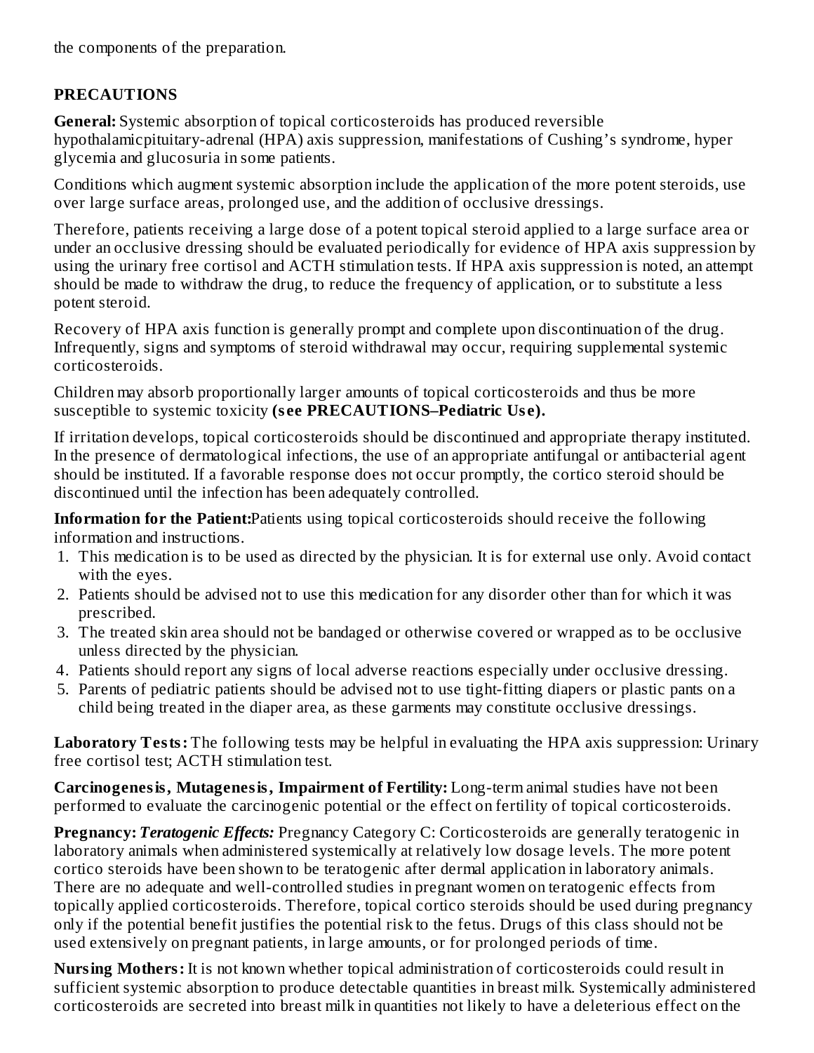the components of the preparation.

## PRECAUTIONS

**General:** Systemic absorption of topical corticosteroids has produced reversible hypothalamicpituitary-adrenal (HPA) axis suppression, manifestations of Cushing's syndrome, hyper glycemia and glucosuria in some patients.

Conditions which augment systemic absorption include the application of the more potent steroids, use over large surface areas, prolonged use, and the addition of occlusive dressings.

Therefore, patients receiving a large dose of a potent topical steroid applied to a large surface area or under an occlusive dressing should be evaluated periodically for evidence of HPA axis suppression by using the urinary free cortisol and ACTH stimulation tests. If HPA axis suppression is noted, an attempt should be made to withdraw the drug, to reduce the frequency of application, or to substitute a less potent steroid.

Recovery of HPA axis function is generally prompt and complete upon discontinuation of the drug. Infrequently, signs and symptoms of steroid withdrawal may occur, requiring supplemental systemic corticosteroids.

Children may absorb proportionally larger amounts of topical corticosteroids and thus be more susceptible to systemic toxicity **(see PRECAUTIONS–Pediatric Use).**

If irritation develops, topical corticosteroids should be discontinued and appropriate therapy instituted. In the presence of dermatological infections, the use of an appropriate antifungal or antibacterial agent should be instituted. If a favorable response does not occur promptly, the cortico steroid should be discontinued until the infection has been adequately controlled.

**Information for the Patient:** Patients using topical corticosteroids should receive the following information and instructions.

1. This medication is to be used as directed by the physician. It is for external use only. Avoid contact with the eyes.
2. Patients should be advised not to use this medication for any disorder other than for which it was prescribed.
3. The treated skin area should not be bandaged or otherwise covered or wrapped as to be occlusive unless directed by the physician.
4. Patients should report any signs of local adverse reactions especially under occlusive dressing.
5. Parents of pediatric patients should be advised not to use tight-fitting diapers or plastic pants on a child being treated in the diaper area, as these garments may constitute occlusive dressings.

**Laboratory Tests:** The following tests may be helpful in evaluating the HPA axis suppression: Urinary free cortisol test; ACTH stimulation test.

**Carcinogenesis, Mutagenesis, Impairment of Fertility:** Long-term animal studies have not been performed to evaluate the carcinogenic potential or the effect on fertility of topical corticosteroids.

**Pregnancy:** ***Teratogenic Effects:*** Pregnancy Category C: Corticosteroids are generally teratogenic in laboratory animals when administered systemically at relatively low dosage levels. The more potent cortico steroids have been shown to be teratogenic after dermal application in laboratory animals. There are no adequate and well-controlled studies in pregnant women on teratogenic effects from topically applied corticosteroids. Therefore, topical cortico steroids should be used during pregnancy only if the potential benefit justifies the potential risk to the fetus. Drugs of this class should not be used extensively on pregnant patients, in large amounts, or for prolonged periods of time.

**Nursing Mothers:** It is not known whether topical administration of corticosteroids could result in sufficient systemic absorption to produce detectable quantities in breast milk. Systemically administered corticosteroids are secreted into breast milk in quantities not likely to have a deleterious effect on the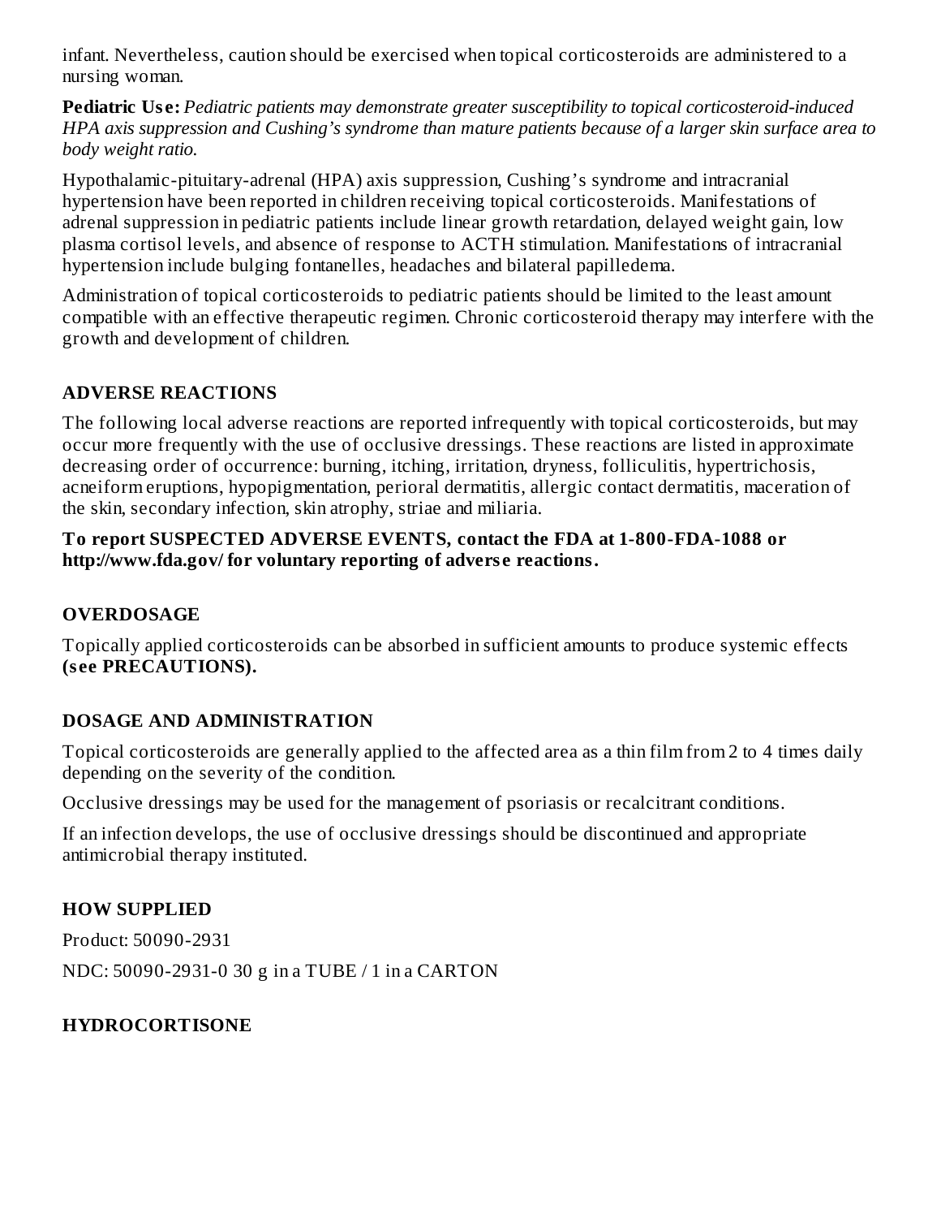infant. Nevertheless, caution should be exercised when topical corticosteroids are administered to a nursing woman.

**Pediatric Use:** *Pediatric patients may demonstrate greater susceptibility to topical corticosteroid-induced HPA axis suppression and Cushing's syndrome than mature patients because of a larger skin surface area to body weight ratio.*

Hypothalamic-pituitary-adrenal (HPA) axis suppression, Cushing's syndrome and intracranial hypertension have been reported in children receiving topical corticosteroids. Manifestations of adrenal suppression in pediatric patients include linear growth retardation, delayed weight gain, low plasma cortisol levels, and absence of response to ACTH stimulation. Manifestations of intracranial hypertension include bulging fontanelles, headaches and bilateral papilledema.

Administration of topical corticosteroids to pediatric patients should be limited to the least amount compatible with an effective therapeutic regimen. Chronic corticosteroid therapy may interfere with the growth and development of children.

## ADVERSE REACTIONS

The following local adverse reactions are reported infrequently with topical corticosteroids, but may occur more frequently with the use of occlusive dressings. These reactions are listed in approximate decreasing order of occurrence: burning, itching, irritation, dryness, folliculitis, hypertrichosis, acneiform eruptions, hypopigmentation, perioral dermatitis, allergic contact dermatitis, maceration of the skin, secondary infection, skin atrophy, striae and miliaria.

**To report SUSPECTED ADVERSE EVENTS, contact the FDA at 1-800-FDA-1088 or http://www.fda.gov/ for voluntary reporting of adverse reactions.**

## OVERDOSAGE

Topically applied corticosteroids can be absorbed in sufficient amounts to produce systemic effects **(see PRECAUTIONS).**

## DOSAGE AND ADMINISTRATION

Topical corticosteroids are generally applied to the affected area as a thin film from 2 to 4 times daily depending on the severity of the condition.

Occlusive dressings may be used for the management of psoriasis or recalcitrant conditions.

If an infection develops, the use of occlusive dressings should be discontinued and appropriate antimicrobial therapy instituted.

## HOW SUPPLIED

Product: 50090-2931

NDC: 50090-2931-0 30 g in a TUBE / 1 in a CARTON

## HYDROCORTISONE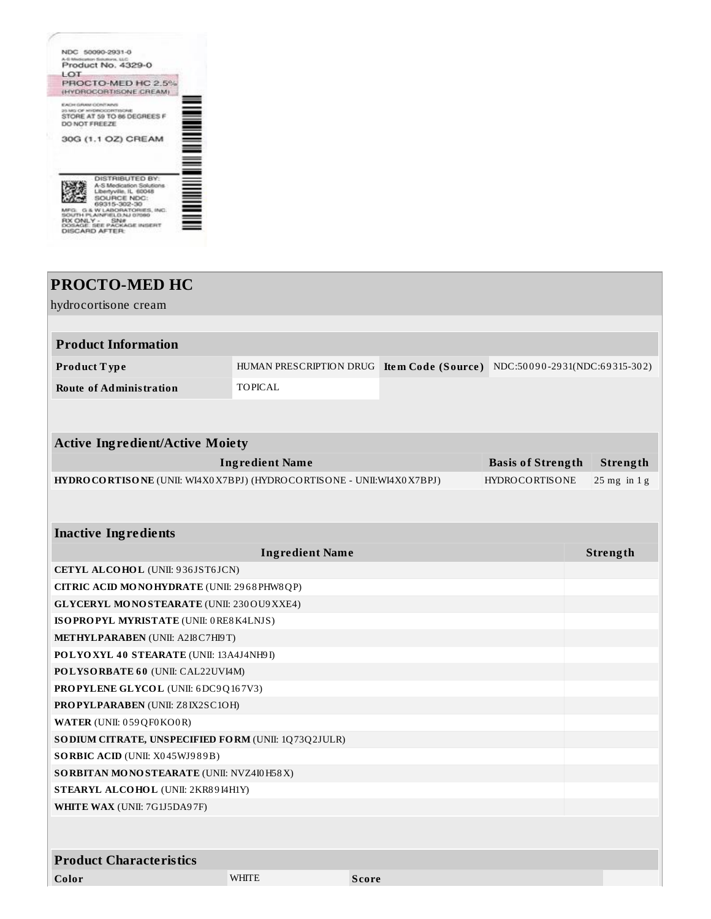NDC 50090-2931-0
A-S Medication Solutions, LLC
Product No. 4329-0
LOT
PROCTO-MED HC 2.5%
(HYDROCORTISONE CREAM)

EACH GRAM CONTAINS
25 MG OF HYDROCORTISONE
STORE AT 59 TO 86 DEGREES F
DO NOT FREEZE

30G (1.1 OZ) CREAM

DISTRIBUTED BY:
A-S Medication Solutions
Libertyville, IL 60048
SOURCE NDC:
69315-302-30
MFG: G & W LABORATORIES, INC.
SOUTH PLAINFIELD,NJ 07080
RX ONLY - SN#
DOSAGE: SEE PACKAGE INSERT
DISCARD AFTER:

## PROCTO-MED HC

hydrocortisone cream

| Product Information | | | |
|---|---|---|---|
| **Product Type** | HUMAN PRESCRIPTION DRUG | **Item Code (Source)** | NDC:50090-2931(NDC:69315-302) |
| **Route of Administration** | TOPICAL | | |

| Active Ingredient/Active Moiety | | |
|---|---|---|
| **Ingredient Name** | **Basis of Strength** | **Strength** |
| **HYDROCORTISONE** (UNII: WI4X0X7BPJ) (HYDROCORTISONE - UNII:WI4X0X7BPJ) | HYDROCORTISONE | 25 mg in 1 g |

| Inactive Ingredients | |
|---|---|
| **Ingredient Name** | **Strength** |
| **CETYL ALCOHOL** (UNII: 936JST6JCN) | |
| **CITRIC ACID MONOHYDRATE** (UNII: 2968PHW8QP) | |
| **GLYCERYL MONOSTEARATE** (UNII: 230OU9XXE4) | |
| **ISOPROPYL MYRISTATE** (UNII: 0RE8K4LNJS) | |
| **METHYLPARABEN** (UNII: A2I8C7HI9T) | |
| **POLYOXYL 40 STEARATE** (UNII: 13A4J4NH9I) | |
| **POLYSORBATE 60** (UNII: CAL22UVI4M) | |
| **PROPYLENE GLYCOL** (UNII: 6DC9Q167V3) | |
| **PROPYLPARABEN** (UNII: Z8IX2SC1OH) | |
| **WATER** (UNII: 059QF0KO0R) | |
| **SODIUM CITRATE, UNSPECIFIED FORM** (UNII: 1Q73Q2JULR) | |
| **SORBIC ACID** (UNII: X045WJ989B) | |
| **SORBITAN MONOSTEARATE** (UNII: NVZ4I0H58X) | |
| **STEARYL ALCOHOL** (UNII: 2KR89I4H1Y) | |
| **WHITE WAX** (UNII: 7G1J5DA97F) | |

| Product Characteristics | | | |
|---|---|---|---|
| **Color** | WHITE | **Score** | |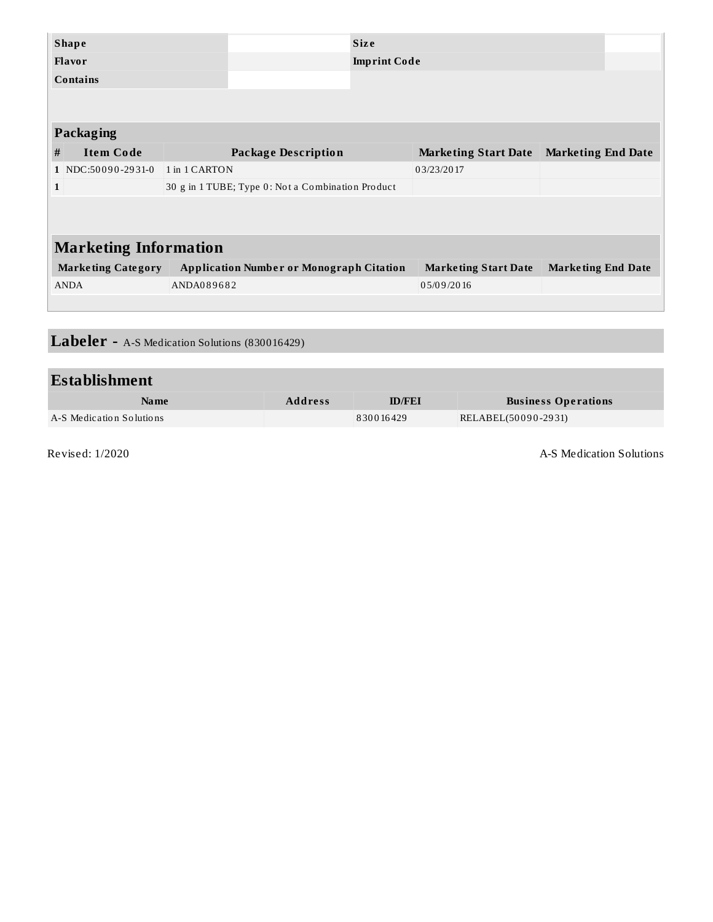| | | | |
|---|---|---|---|
| **Shape** | | **Size** | |
| **Flavor** | | **Imprint Code** | |
| **Contains** | | | |

### Packaging

| # | Item Code | Package Description | Marketing Start Date | Marketing End Date |
|---|---|---|---|---|
| 1 | NDC:50090-2931-0 | 1 in 1 CARTON | 03/23/2017 | |
| 1 | | 30 g in 1 TUBE; Type 0: Not a Combination Product | | |

### Marketing Information

| Marketing Category | Application Number or Monograph Citation | Marketing Start Date | Marketing End Date |
|---|---|---|---|
| ANDA | ANDA089682 | 05/09/2016 | |

## Labeler - A-S Medication Solutions (830016429)

## Establishment

| Name | Address | ID/FEI | Business Operations |
|---|---|---|---|
| A-S Medication Solutions | | 830016429 | RELABEL(50090-2931) |

Revised: 1/2020

A-S Medication Solutions